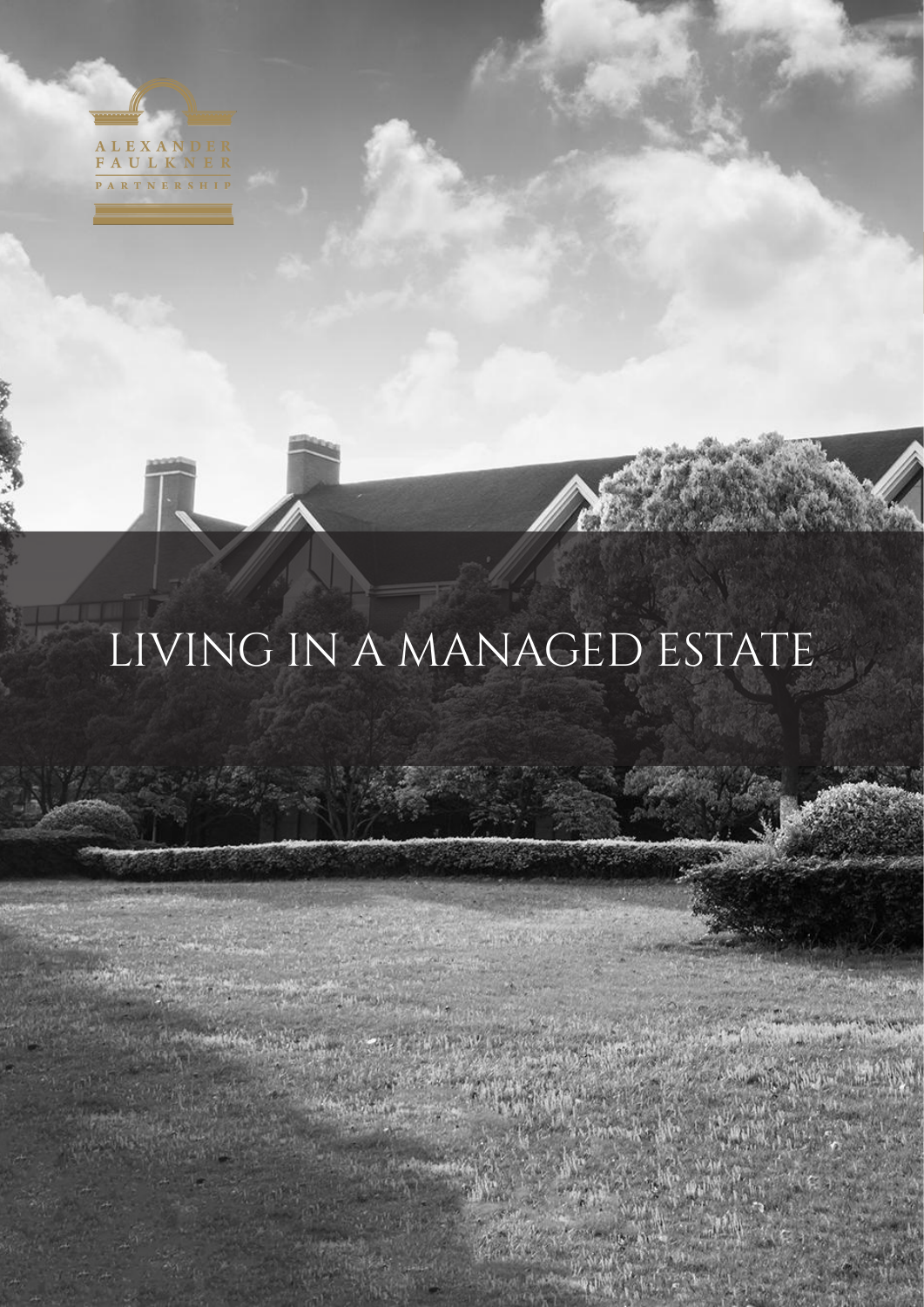ALEXANDER FAULKNER PARTNERSHIP

# LIVING IN A MANAGED ESTATE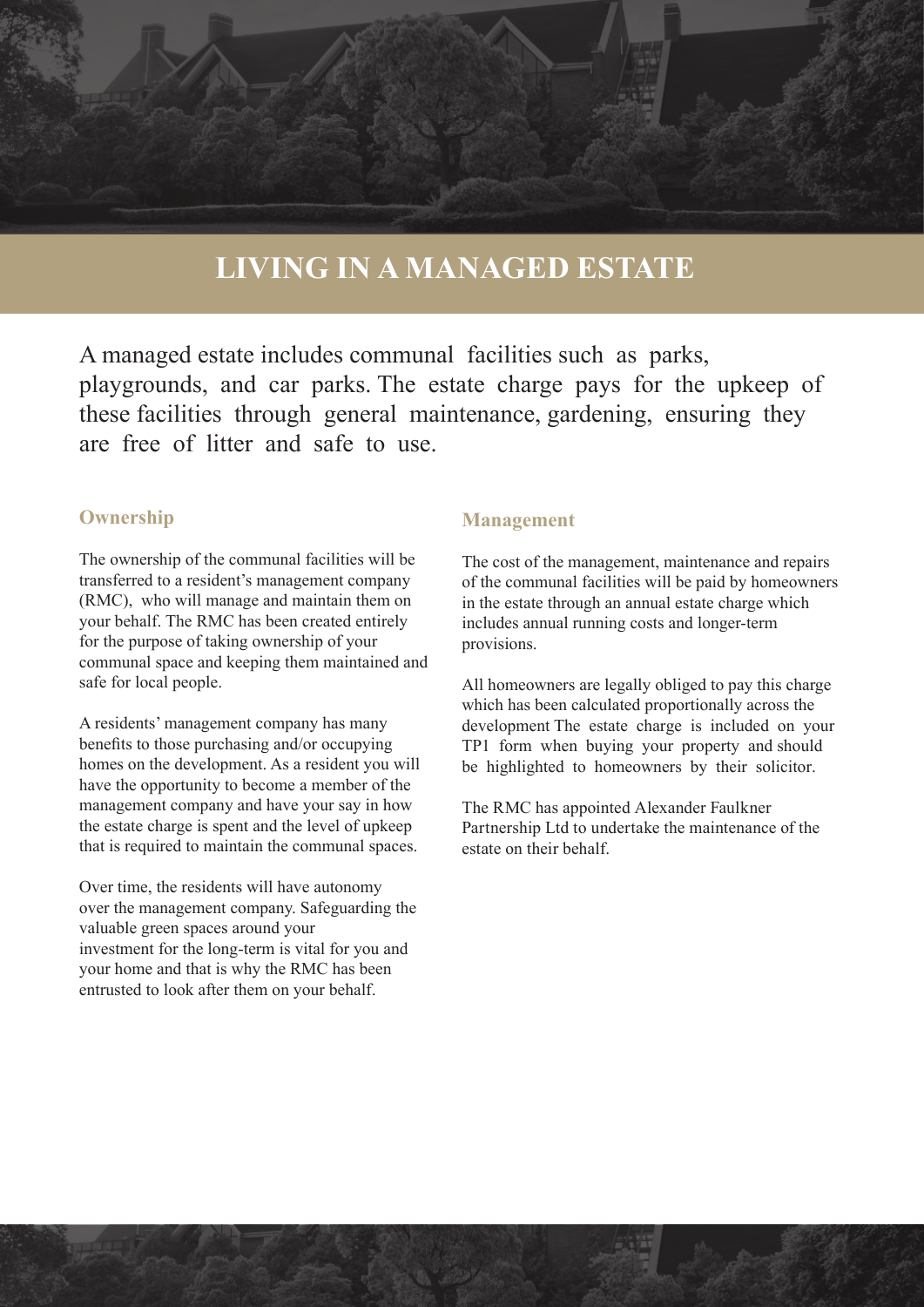# LIVING IN A MANAGED ESTATE

A managed estate includes communal facilities such as parks, playgrounds, and car parks. The estate charge pays for the upkeep of these facilities through general maintenance, gardening, ensuring they are free of litter and safe to use.

## Ownership

The ownership of the communal facilities will be transferred to a resident's management company (RMC), who will manage and maintain them on your behalf. The RMC has been created entirely for the purpose of taking ownership of your communal space and keeping them maintained and safe for local people.

A residents' management company has many benefits to those purchasing and/or occupying homes on the development. As a resident you will have the opportunity to become a member of the management company and have your say in how the estate charge is spent and the level of upkeep that is required to maintain the communal spaces.

Over time, the residents will have autonomy over the management company. Safeguarding the valuable green spaces around your investment for the long-term is vital for you and your home and that is why the RMC has been entrusted to look after them on your behalf.

## Management

The cost of the management, maintenance and repairs of the communal facilities will be paid by homeowners in the estate through an annual estate charge which includes annual running costs and longer-term provisions.

All homeowners are legally obliged to pay this charge which has been calculated proportionally across the development The estate charge is included on your TP1 form when buying your property and should be highlighted to homeowners by their solicitor.

The RMC has appointed Alexander Faulkner Partnership Ltd to undertake the maintenance of the estate on their behalf.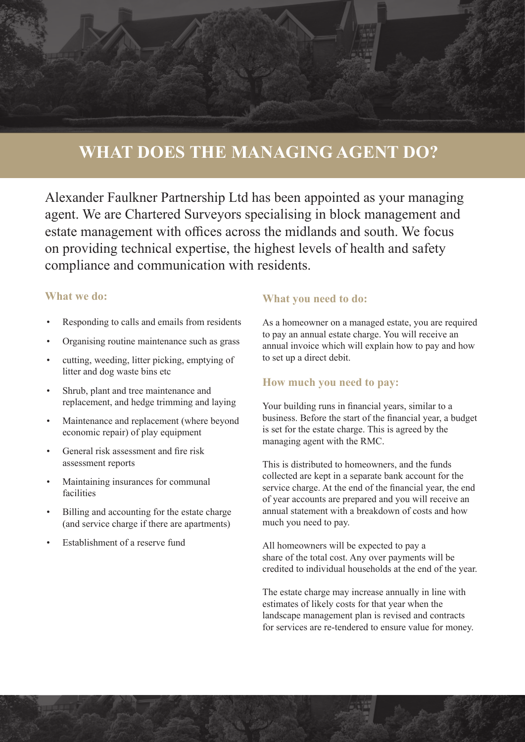# WHAT DOES THE MANAGING AGENT DO?

Alexander Faulkner Partnership Ltd has been appointed as your managing agent. We are Chartered Surveyors specialising in block management and estate management with offices across the midlands and south. We focus on providing technical expertise, the highest levels of health and safety compliance and communication with residents.

### What we do:

- Responding to calls and emails from residents
- Organising routine maintenance such as grass
- cutting, weeding, litter picking, emptying of litter and dog waste bins etc
- Shrub, plant and tree maintenance and replacement, and hedge trimming and laying
- Maintenance and replacement (where beyond economic repair) of play equipment
- General risk assessment and fire risk assessment reports
- Maintaining insurances for communal facilities
- Billing and accounting for the estate charge (and service charge if there are apartments)
- Establishment of a reserve fund

### What you need to do:

As a homeowner on a managed estate, you are required to pay an annual estate charge. You will receive an annual invoice which will explain how to pay and how to set up a direct debit.

### How much you need to pay:

Your building runs in financial years, similar to a business. Before the start of the financial year, a budget is set for the estate charge. This is agreed by the managing agent with the RMC.

This is distributed to homeowners, and the funds collected are kept in a separate bank account for the service charge. At the end of the financial year, the end of year accounts are prepared and you will receive an annual statement with a breakdown of costs and how much you need to pay.

All homeowners will be expected to pay a share of the total cost. Any over payments will be credited to individual households at the end of the year.

The estate charge may increase annually in line with estimates of likely costs for that year when the landscape management plan is revised and contracts for services are re-tendered to ensure value for money.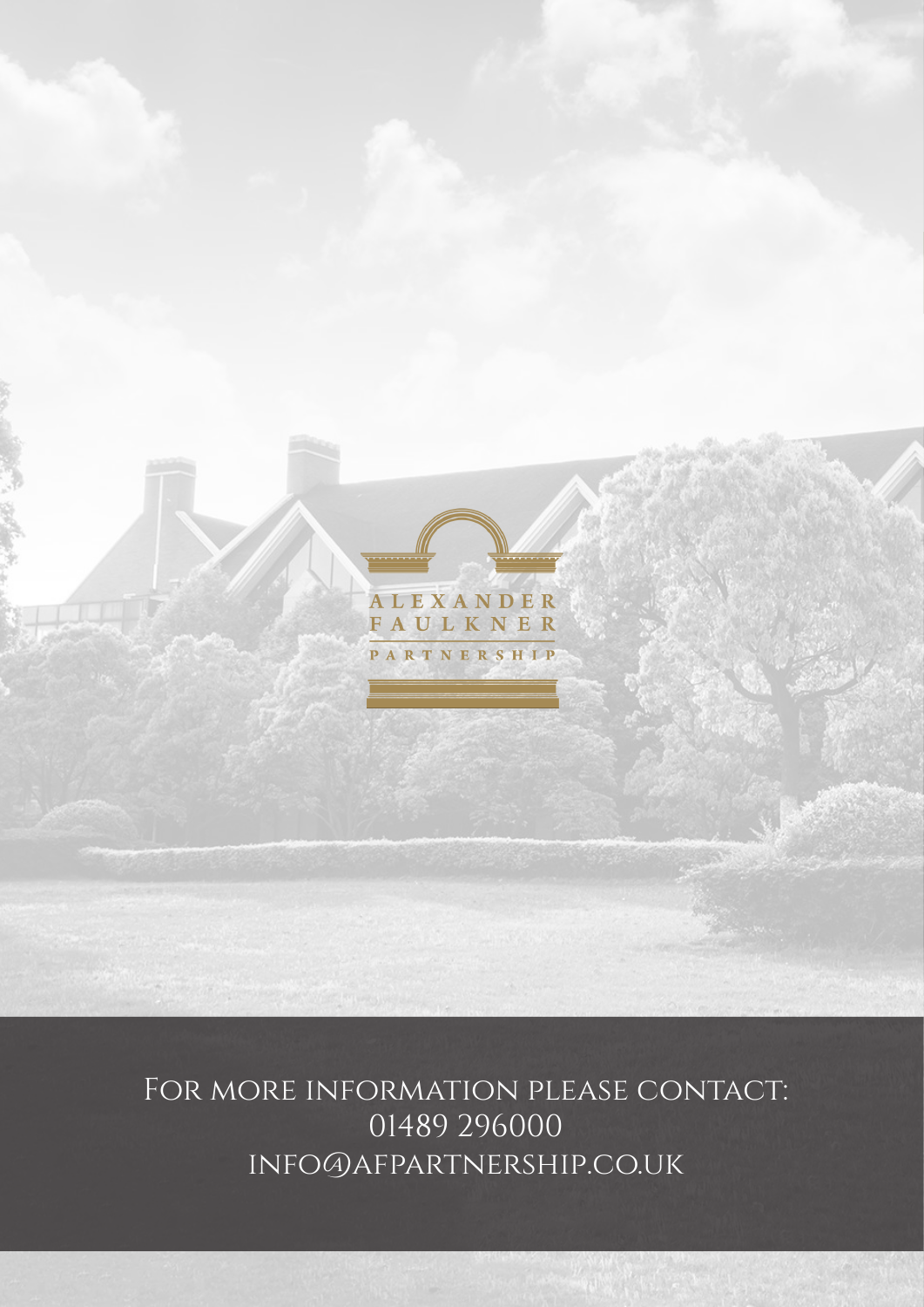ALEXANDER FAULKNER PARTNERSHIP

For more information please contact:
01489 296000
info@afpartnership.co.uk